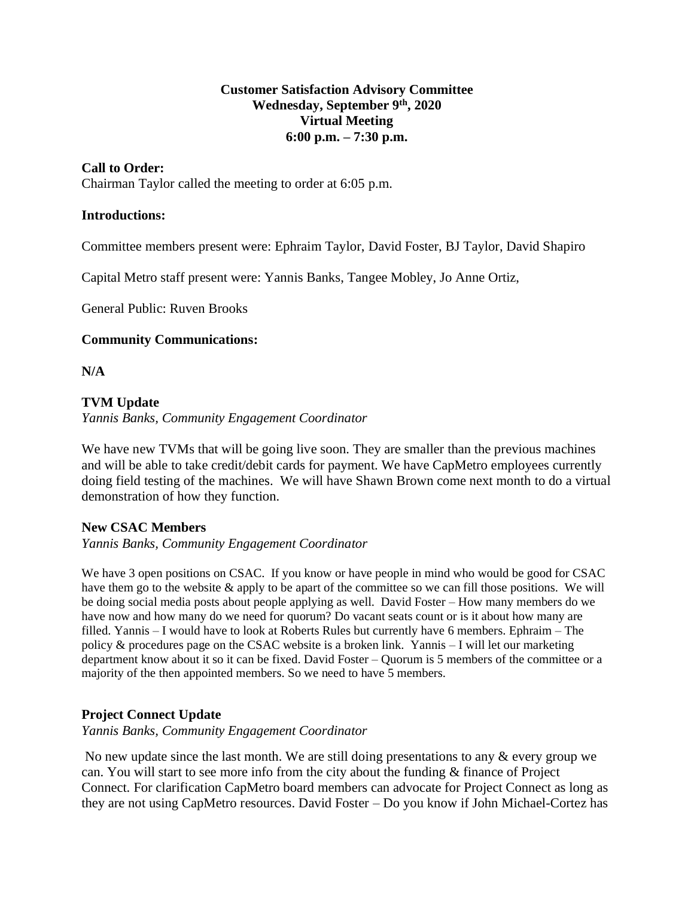**Customer Satisfaction Advisory Committee**
**Wednesday, September 9th, 2020**
**Virtual Meeting**
**6:00 p.m. – 7:30 p.m.**

**Call to Order:**
Chairman Taylor called the meeting to order at 6:05 p.m.

**Introductions:**

Committee members present were: Ephraim Taylor, David Foster, BJ Taylor, David Shapiro

Capital Metro staff present were: Yannis Banks, Tangee Mobley, Jo Anne Ortiz,

General Public: Ruven Brooks

**Community Communications:**

**N/A**

**TVM Update**
*Yannis Banks, Community Engagement Coordinator*

We have new TVMs that will be going live soon. They are smaller than the previous machines and will be able to take credit/debit cards for payment. We have CapMetro employees currently doing field testing of the machines. We will have Shawn Brown come next month to do a virtual demonstration of how they function.

**New CSAC Members**
*Yannis Banks, Community Engagement Coordinator*

We have 3 open positions on CSAC. If you know or have people in mind who would be good for CSAC have them go to the website & apply to be apart of the committee so we can fill those positions. We will be doing social media posts about people applying as well. David Foster – How many members do we have now and how many do we need for quorum? Do vacant seats count or is it about how many are filled. Yannis – I would have to look at Roberts Rules but currently have 6 members. Ephraim – The policy & procedures page on the CSAC website is a broken link. Yannis – I will let our marketing department know about it so it can be fixed. David Foster – Quorum is 5 members of the committee or a majority of the then appointed members. So we need to have 5 members.

**Project Connect Update**
*Yannis Banks, Community Engagement Coordinator*

No new update since the last month. We are still doing presentations to any & every group we can. You will start to see more info from the city about the funding & finance of Project Connect. For clarification CapMetro board members can advocate for Project Connect as long as they are not using CapMetro resources. David Foster – Do you know if John Michael-Cortez has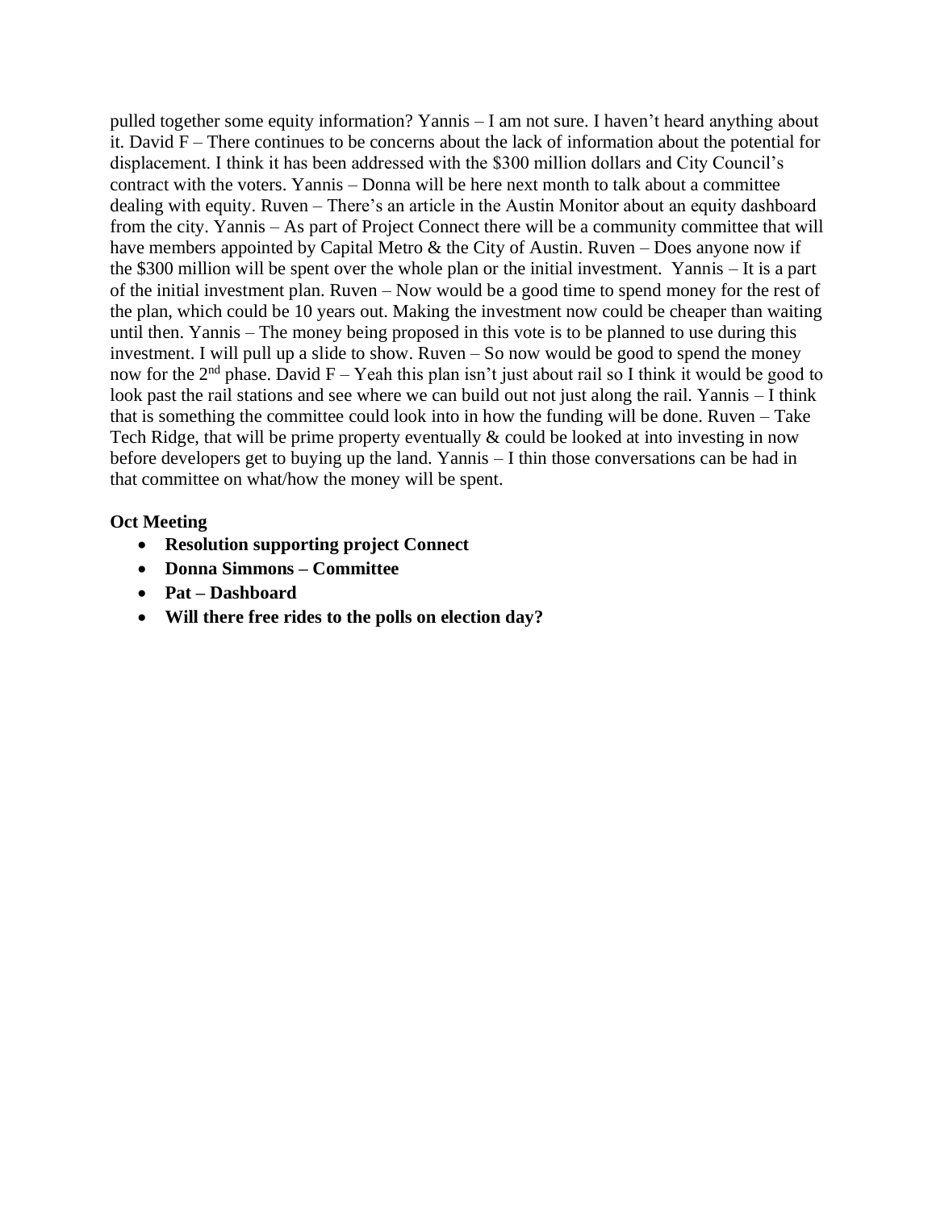pulled together some equity information? Yannis – I am not sure. I haven't heard anything about it. David F – There continues to be concerns about the lack of information about the potential for displacement. I think it has been addressed with the $300 million dollars and City Council's contract with the voters. Yannis – Donna will be here next month to talk about a committee dealing with equity. Ruven – There's an article in the Austin Monitor about an equity dashboard from the city. Yannis – As part of Project Connect there will be a community committee that will have members appointed by Capital Metro & the City of Austin. Ruven – Does anyone now if the $300 million will be spent over the whole plan or the initial investment. Yannis – It is a part of the initial investment plan. Ruven – Now would be a good time to spend money for the rest of the plan, which could be 10 years out. Making the investment now could be cheaper than waiting until then. Yannis – The money being proposed in this vote is to be planned to use during this investment. I will pull up a slide to show. Ruven – So now would be good to spend the money now for the 2nd phase. David F – Yeah this plan isn't just about rail so I think it would be good to look past the rail stations and see where we can build out not just along the rail. Yannis – I think that is something the committee could look into in how the funding will be done. Ruven – Take Tech Ridge, that will be prime property eventually & could be looked at into investing in now before developers get to buying up the land. Yannis – I thin those conversations can be had in that committee on what/how the money will be spent.

**Oct Meeting**

- **Resolution supporting project Connect**
- **Donna Simmons – Committee**
- **Pat – Dashboard**
- **Will there free rides to the polls on election day?**